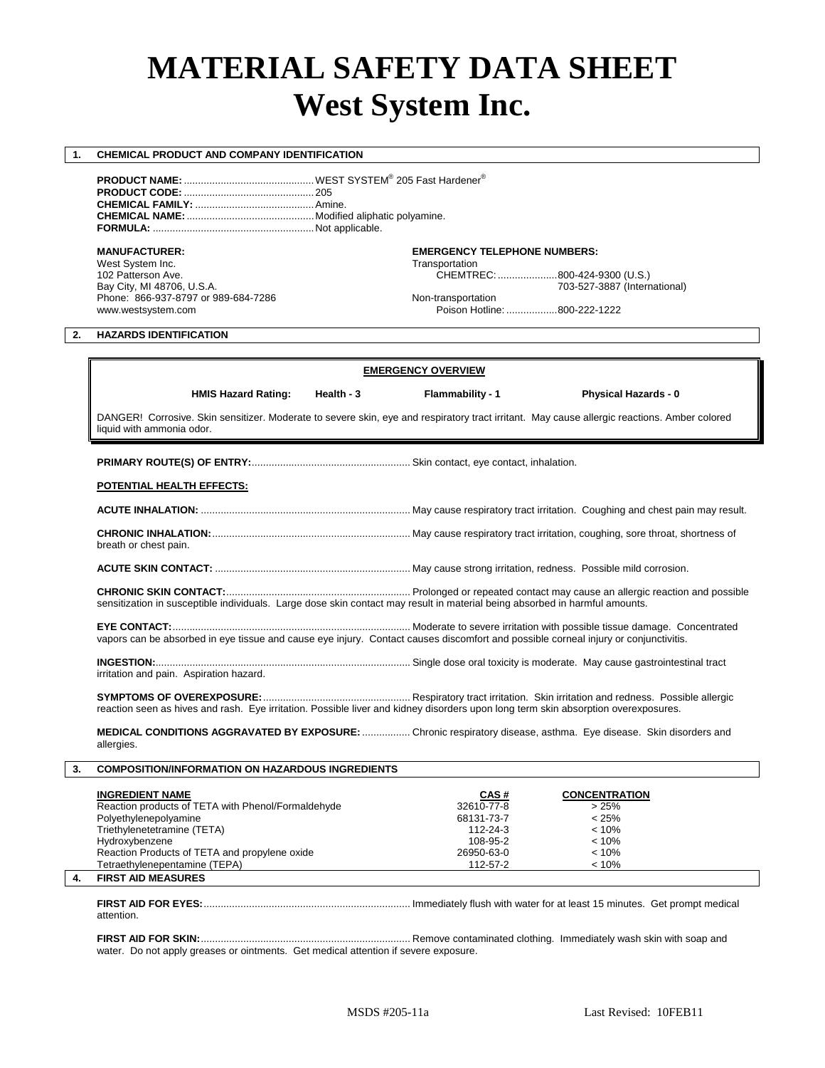# MATERIAL SAFETY DATA SHEET
# West System Inc.

## 1. CHEMICAL PRODUCT AND COMPANY IDENTIFICATION

**PRODUCT NAME:** ............................................ WEST SYSTEM® 205 Fast Hardener®
**PRODUCT CODE:** ............................................ 205
**CHEMICAL FAMILY:** ......................................... Amine.
**CHEMICAL NAME:** ............................................ Modified aliphatic polyamine.
**FORMULA:** ...................................................... Not applicable.

**MANUFACTURER:**
West System Inc.
102 Patterson Ave.
Bay City, MI 48706, U.S.A.
Phone: 866-937-8797 or 989-684-7286
www.westsystem.com

**EMERGENCY TELEPHONE NUMBERS:**
Transportation
CHEMTREC: .................... 800-424-9300 (U.S.)
703-527-3887 (International)
Non-transportation
Poison Hotline: ................. 800-222-1222

## 2. HAZARDS IDENTIFICATION

**EMERGENCY OVERVIEW**

**HMIS Hazard Rating:** **Health - 3** **Flammability - 1** **Physical Hazards - 0**

DANGER! Corrosive. Skin sensitizer. Moderate to severe skin, eye and respiratory tract irritant. May cause allergic reactions. Amber colored liquid with ammonia odor.

**PRIMARY ROUTE(S) OF ENTRY:** ........................................................ Skin contact, eye contact, inhalation.

**POTENTIAL HEALTH EFFECTS:**

**ACUTE INHALATION:** ......................................................................... May cause respiratory tract irritation. Coughing and chest pain may result.

**CHRONIC INHALATION:** ..................................................................... May cause respiratory tract irritation, coughing, sore throat, shortness of breath or chest pain.

**ACUTE SKIN CONTACT:** .................................................................... May cause strong irritation, redness. Possible mild corrosion.

**CHRONIC SKIN CONTACT:** ................................................................. Prolonged or repeated contact may cause an allergic reaction and possible sensitization in susceptible individuals. Large dose skin contact may result in material being absorbed in harmful amounts.

**EYE CONTACT:** ................................................................................... Moderate to severe irritation with possible tissue damage. Concentrated vapors can be absorbed in eye tissue and cause eye injury. Contact causes discomfort and possible corneal injury or conjunctivitis.

**INGESTION:** ......................................................................................... Single dose oral toxicity is moderate. May cause gastrointestinal tract irritation and pain. Aspiration hazard.

**SYMPTOMS OF OVEREXPOSURE:** .................................................... Respiratory tract irritation. Skin irritation and redness. Possible allergic reaction seen as hives and rash. Eye irritation. Possible liver and kidney disorders upon long term skin absorption overexposures.

**MEDICAL CONDITIONS AGGRAVATED BY EXPOSURE:** ................. Chronic respiratory disease, asthma. Eye disease. Skin disorders and allergies.

## 3. COMPOSITION/INFORMATION ON HAZARDOUS INGREDIENTS

| INGREDIENT NAME | CAS # | CONCENTRATION |
|---|---|---|
| Reaction products of TETA with Phenol/Formaldehyde | 32610-77-8 | > 25% |
| Polyethylenepolyamine | 68131-73-7 | < 25% |
| Triethylenetetramine (TETA) | 112-24-3 | < 10% |
| Hydroxybenzene | 108-95-2 | < 10% |
| Reaction Products of TETA and propylene oxide | 26950-63-0 | < 10% |
| Tetraethylenepentamine (TEPA) | 112-57-2 | < 10% |

## 4. FIRST AID MEASURES

**FIRST AID FOR EYES:** ........................................................................ Immediately flush with water for at least 15 minutes. Get prompt medical attention.

**FIRST AID FOR SKIN:** ......................................................................... Remove contaminated clothing. Immediately wash skin with soap and water. Do not apply greases or ointments. Get medical attention if severe exposure.

MSDS #205-11a Last Revised: 10FEB11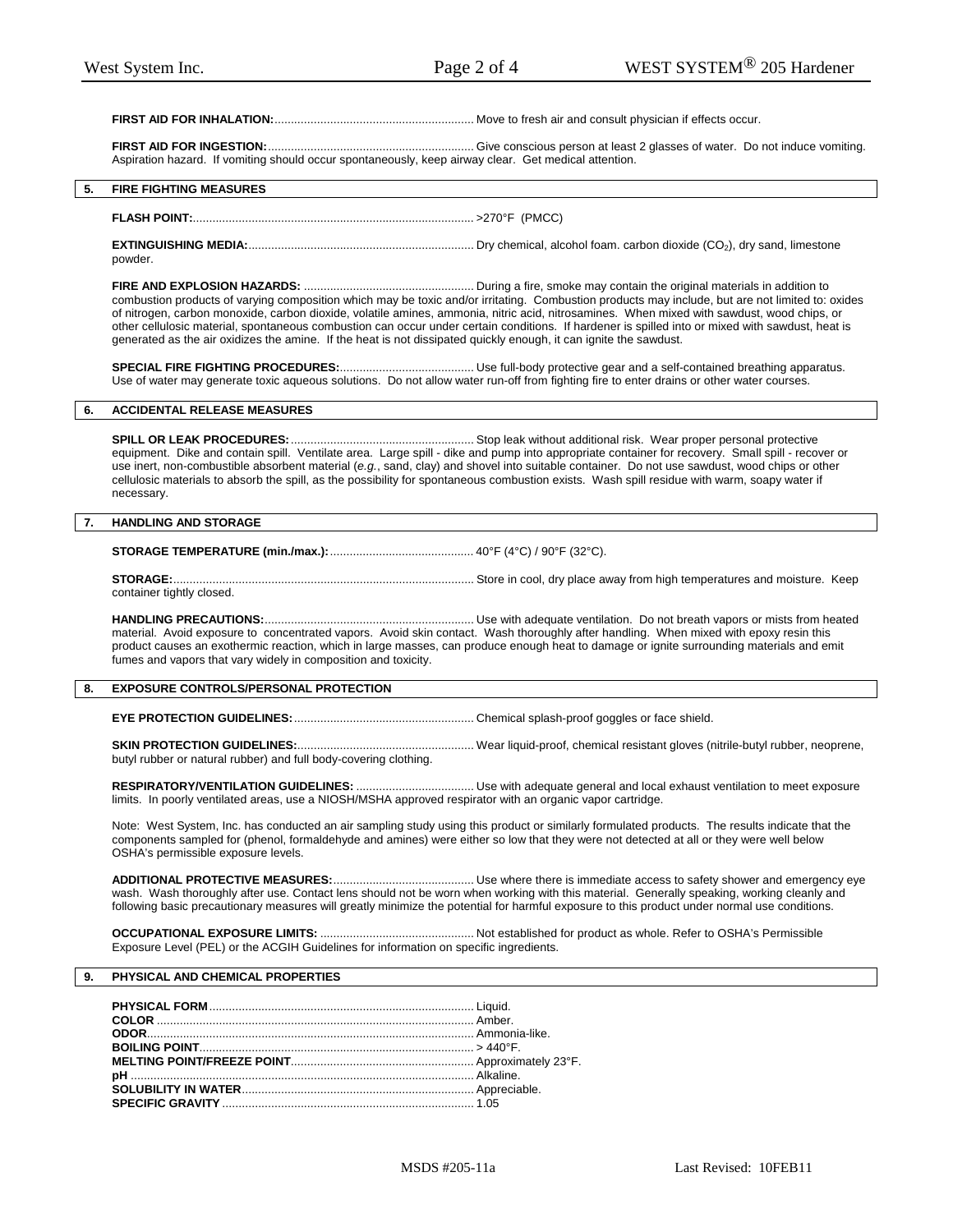**FIRST AID FOR INHALATION:** Move to fresh air and consult physician if effects occur.

**FIRST AID FOR INGESTION:** Give conscious person at least 2 glasses of water. Do not induce vomiting. Aspiration hazard. If vomiting should occur spontaneously, keep airway clear. Get medical attention.

## 5. FIRE FIGHTING MEASURES

**FLASH POINT:** >270°F (PMCC)

**EXTINGUISHING MEDIA:** Dry chemical, alcohol foam. carbon dioxide ($CO_2$), dry sand, limestone powder.

**FIRE AND EXPLOSION HAZARDS:** During a fire, smoke may contain the original materials in addition to combustion products of varying composition which may be toxic and/or irritating. Combustion products may include, but are not limited to: oxides of nitrogen, carbon monoxide, carbon dioxide, volatile amines, ammonia, nitric acid, nitrosamines. When mixed with sawdust, wood chips, or other cellulosic material, spontaneous combustion can occur under certain conditions. If hardener is spilled into or mixed with sawdust, heat is generated as the air oxidizes the amine. If the heat is not dissipated quickly enough, it can ignite the sawdust.

**SPECIAL FIRE FIGHTING PROCEDURES:** Use full-body protective gear and a self-contained breathing apparatus. Use of water may generate toxic aqueous solutions. Do not allow water run-off from fighting fire to enter drains or other water courses.

## 6. ACCIDENTAL RELEASE MEASURES

**SPILL OR LEAK PROCEDURES:** Stop leak without additional risk. Wear proper personal protective equipment. Dike and contain spill. Ventilate area. Large spill - dike and pump into appropriate container for recovery. Small spill - recover or use inert, non-combustible absorbent material (*e.g.*, sand, clay) and shovel into suitable container. Do not use sawdust, wood chips or other cellulosic materials to absorb the spill, as the possibility for spontaneous combustion exists. Wash spill residue with warm, soapy water if necessary.

## 7. HANDLING AND STORAGE

**STORAGE TEMPERATURE (min./max.):** 40°F (4°C) / 90°F (32°C).

**STORAGE:** Store in cool, dry place away from high temperatures and moisture. Keep container tightly closed.

**HANDLING PRECAUTIONS:** Use with adequate ventilation. Do not breath vapors or mists from heated material. Avoid exposure to concentrated vapors. Avoid skin contact. Wash thoroughly after handling. When mixed with epoxy resin this product causes an exothermic reaction, which in large masses, can produce enough heat to damage or ignite surrounding materials and emit fumes and vapors that vary widely in composition and toxicity.

## 8. EXPOSURE CONTROLS/PERSONAL PROTECTION

**EYE PROTECTION GUIDELINES:** Chemical splash-proof goggles or face shield.

**SKIN PROTECTION GUIDELINES:** Wear liquid-proof, chemical resistant gloves (nitrile-butyl rubber, neoprene, butyl rubber or natural rubber) and full body-covering clothing.

**RESPIRATORY/VENTILATION GUIDELINES:** Use with adequate general and local exhaust ventilation to meet exposure limits. In poorly ventilated areas, use a NIOSH/MSHA approved respirator with an organic vapor cartridge.

Note: West System, Inc. has conducted an air sampling study using this product or similarly formulated products. The results indicate that the components sampled for (phenol, formaldehyde and amines) were either so low that they were not detected at all or they were well below OSHA's permissible exposure levels.

**ADDITIONAL PROTECTIVE MEASURES:** Use where there is immediate access to safety shower and emergency eye wash. Wash thoroughly after use. Contact lens should not be worn when working with this material. Generally speaking, working cleanly and following basic precautionary measures will greatly minimize the potential for harmful exposure to this product under normal use conditions.

**OCCUPATIONAL EXPOSURE LIMITS:** Not established for product as whole. Refer to OSHA's Permissible Exposure Level (PEL) or the ACGIH Guidelines for information on specific ingredients.

## 9. PHYSICAL AND CHEMICAL PROPERTIES

**PHYSICAL FORM:** Liquid.
**COLOR:** Amber.
**ODOR:** Ammonia-like.
**BOILING POINT:** > 440°F.
**MELTING POINT/FREEZE POINT:** Approximately 23°F.
**pH:** Alkaline.
**SOLUBILITY IN WATER:** Appreciable.
**SPECIFIC GRAVITY:** 1.05

MSDS #205-11a Last Revised: 10FEB11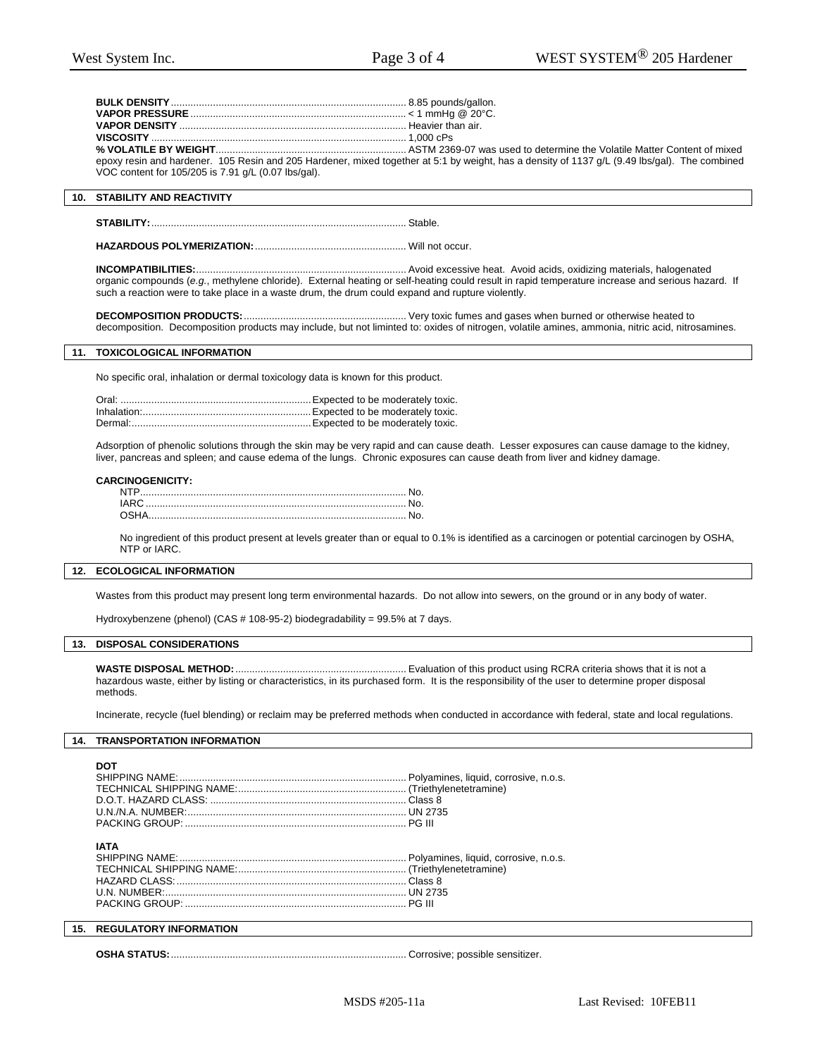**BULK DENSITY**.................................................................................... 8.85 pounds/gallon.
**VAPOR PRESSURE**............................................................................ < 1 mmHg @ 20°C.
**VAPOR DENSITY** ................................................................................ Heavier than air.
**VISCOSITY** ......................................................................................... 1,000 cPs
**% VOLATILE BY WEIGHT**.................................................................... ASTM 2369-07 was used to determine the Volatile Matter Content of mixed epoxy resin and hardener. 105 Resin and 205 Hardener, mixed together at 5:1 by weight, has a density of 1137 g/L (9.49 lbs/gal). The combined VOC content for 105/205 is 7.91 g/L (0.07 lbs/gal).

## 10. STABILITY AND REACTIVITY

**STABILITY:**........................................................................................... Stable.

**HAZARDOUS POLYMERIZATION:**...................................................... Will not occur.

**INCOMPATIBILITIES:**........................................................................... Avoid excessive heat. Avoid acids, oxidizing materials, halogenated organic compounds (*e.g.*, methylene chloride). External heating or self-heating could result in rapid temperature increase and serious hazard. If such a reaction were to take place in a waste drum, the drum could expand and rupture violently.

**DECOMPOSITION PRODUCTS:**.......................................................... Very toxic fumes and gases when burned or otherwise heated to decomposition. Decomposition products may include, but not liminted to: oxides of nitrogen, volatile amines, ammonia, nitric acid, nitrosamines.

## 11. TOXICOLOGICAL INFORMATION

No specific oral, inhalation or dermal toxicology data is known for this product.

Oral: ...................................................................Expected to be moderately toxic.
Inhalation:...........................................................Expected to be moderately toxic.
Dermal:...............................................................Expected to be moderately toxic.

Adsorption of phenolic solutions through the skin may be very rapid and can cause death. Lesser exposures can cause damage to the kidney, liver, pancreas and spleen; and cause edema of the lungs. Chronic exposures can cause death from liver and kidney damage.

**CARCINOGENICITY:**

NTP.............................................................................................. No.
IARC ............................................................................................ No.
OSHA........................................................................................... No.

No ingredient of this product present at levels greater than or equal to 0.1% is identified as a carcinogen or potential carcinogen by OSHA, NTP or IARC.

## 12. ECOLOGICAL INFORMATION

Wastes from this product may present long term environmental hazards. Do not allow into sewers, on the ground or in any body of water.

Hydroxybenzene (phenol) (CAS # 108-95-2) biodegradability = 99.5% at 7 days.

## 13. DISPOSAL CONSIDERATIONS

**WASTE DISPOSAL METHOD:**............................................................. Evaluation of this product using RCRA criteria shows that it is not a hazardous waste, either by listing or characteristics, in its purchased form. It is the responsibility of the user to determine proper disposal methods.

Incinerate, recycle (fuel blending) or reclaim may be preferred methods when conducted in accordance with federal, state and local regulations.

## 14. TRANSPORTATION INFORMATION

**DOT**
SHIPPING NAME:................................................................................ Polyamines, liquid, corrosive, n.o.s.
TECHNICAL SHIPPING NAME:............................................................ (Triethylenetetramine)
D.O.T. HAZARD CLASS: ..................................................................... Class 8
U.N./N.A. NUMBER:.............................................................................. UN 2735
PACKING GROUP: ............................................................................... PG III

**IATA**
SHIPPING NAME:................................................................................ Polyamines, liquid, corrosive, n.o.s.
TECHNICAL SHIPPING NAME:............................................................ (Triethylenetetramine)
HAZARD CLASS:.................................................................................. Class 8
U.N. NUMBER:...................................................................................... UN 2735
PACKING GROUP: ............................................................................... PG III

## 15. REGULATORY INFORMATION

**OSHA STATUS:**.................................................................................... Corrosive; possible sensitizer.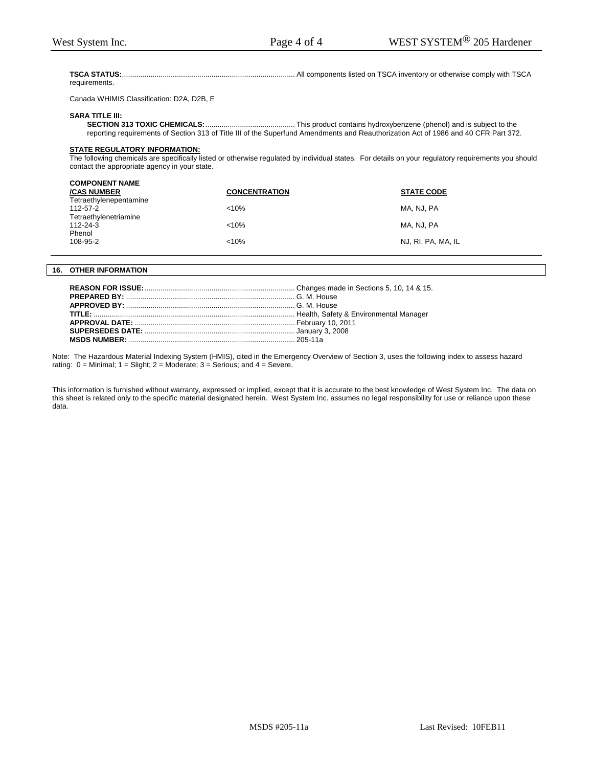**TSCA STATUS:**.................................................................................... All components listed on TSCA inventory or otherwise comply with TSCA requirements.

Canada WHIMIS Classification: D2A, D2B, E

**SARA TITLE III:**

**SECTION 313 TOXIC CHEMICALS:**............................................ This product contains hydroxybenzene (phenol) and is subject to the reporting requirements of Section 313 of Title III of the Superfund Amendments and Reauthorization Act of 1986 and 40 CFR Part 372.

**STATE REGULATORY INFORMATION:**

The following chemicals are specifically listed or otherwise regulated by individual states. For details on your regulatory requirements you should contact the appropriate agency in your state.

| COMPONENT NAME /CAS NUMBER | CONCENTRATION | STATE CODE |
|---|---|---|
| Tetraethylenepentamine 112-57-2 | <10% | MA, NJ, PA |
| Tetraethylenetriamine 112-24-3 | <10% | MA, NJ, PA |
| Phenol 108-95-2 | <10% | NJ, RI, PA, MA, IL |

## 16. OTHER INFORMATION

**REASON FOR ISSUE:**........................................................................ Changes made in Sections 5, 10, 14 & 15.
**PREPARED BY:** ................................................................................ G. M. House
**APPROVED BY:** ................................................................................ G. M. House
**TITLE:** ............................................................................................. Health, Safety & Environmental Manager
**APPROVAL DATE:**............................................................................. February 10, 2011
**SUPERSEDES DATE:** ........................................................................ January 3, 2008
**MSDS NUMBER:** ................................................................................ 205-11a

Note: The Hazardous Material Indexing System (HMIS), cited in the Emergency Overview of Section 3, uses the following index to assess hazard rating: 0 = Minimal; 1 = Slight; 2 = Moderate; 3 = Serious; and 4 = Severe.

This information is furnished without warranty, expressed or implied, except that it is accurate to the best knowledge of West System Inc. The data on this sheet is related only to the specific material designated herein. West System Inc. assumes no legal responsibility for use or reliance upon these data.